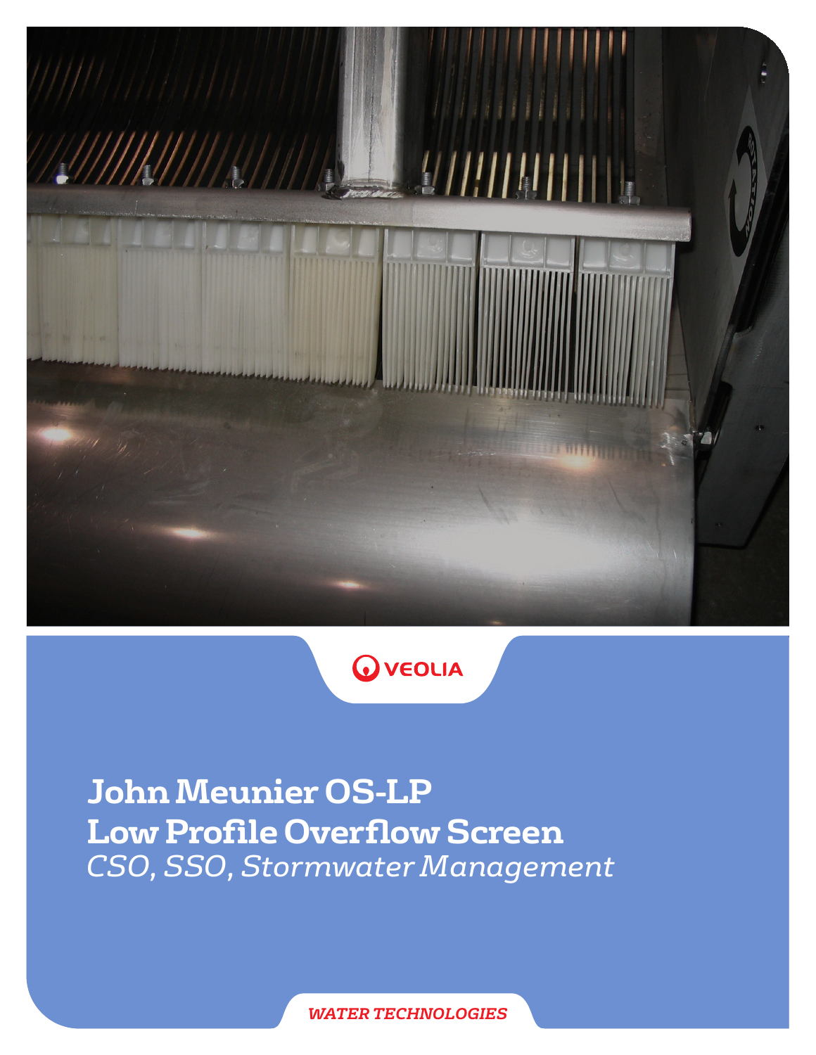VEOLIA

# John Meunier OS-LP Low Profile Overflow Screen

*CSO, SSO, Stormwater Management*

WATER TECHNOLOGIES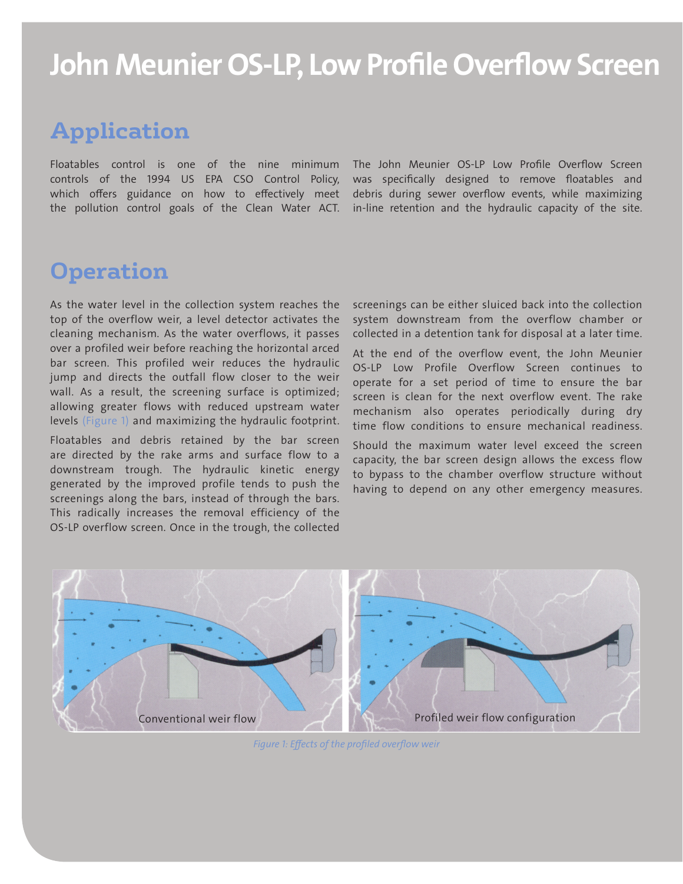# John Meunier OS-LP, Low Profile Overflow Screen

## Application

Floatables control is one of the nine minimum controls of the 1994 US EPA CSO Control Policy, which offers guidance on how to effectively meet the pollution control goals of the Clean Water ACT.

The John Meunier OS-LP Low Profile Overflow Screen was specifically designed to remove floatables and debris during sewer overflow events, while maximizing in-line retention and the hydraulic capacity of the site.

## Operation

As the water level in the collection system reaches the top of the overflow weir, a level detector activates the cleaning mechanism. As the water overflows, it passes over a profiled weir before reaching the horizontal arced bar screen. This profiled weir reduces the hydraulic jump and directs the outfall flow closer to the weir wall. As a result, the screening surface is optimized; allowing greater flows with reduced upstream water levels (Figure 1) and maximizing the hydraulic footprint.

Floatables and debris retained by the bar screen are directed by the rake arms and surface flow to a downstream trough. The hydraulic kinetic energy generated by the improved profile tends to push the screenings along the bars, instead of through the bars. This radically increases the removal efficiency of the OS-LP overflow screen. Once in the trough, the collected screenings can be either sluiced back into the collection system downstream from the overflow chamber or collected in a detention tank for disposal at a later time.

At the end of the overflow event, the John Meunier OS-LP Low Profile Overflow Screen continues to operate for a set period of time to ensure the bar screen is clean for the next overflow event. The rake mechanism also operates periodically during dry time flow conditions to ensure mechanical readiness.

Should the maximum water level exceed the screen capacity, the bar screen design allows the excess flow to bypass to the chamber overflow structure without having to depend on any other emergency measures.

Conventional weir flow

Profiled weir flow configuration

*Figure 1: Effects of the profiled overflow weir*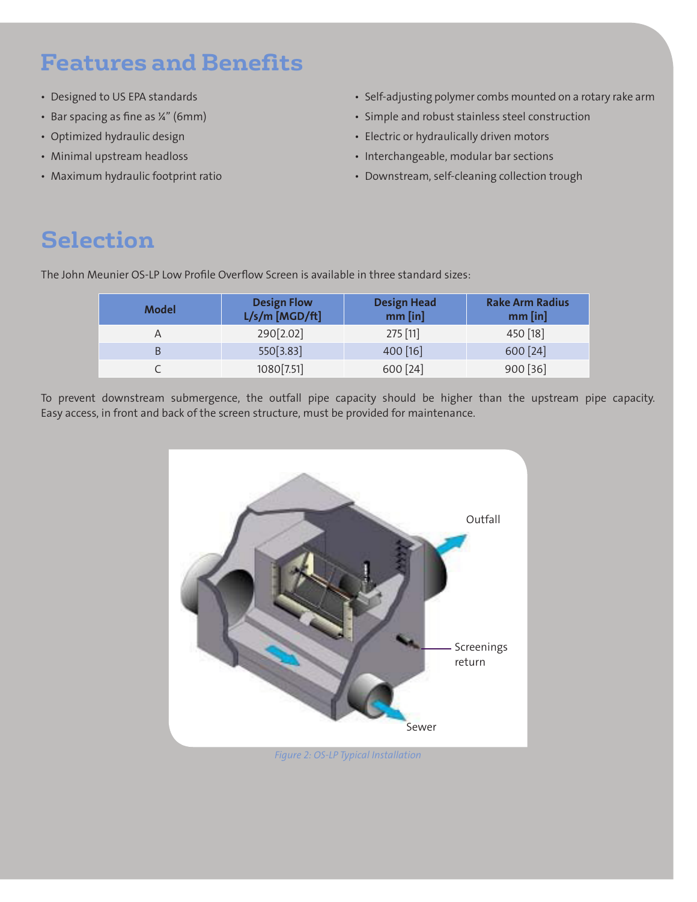## Features and Benefits

- Designed to US EPA standards
- Bar spacing as fine as ¼" (6mm)
- Optimized hydraulic design
- Minimal upstream headloss
- Maximum hydraulic footprint ratio
- Self-adjusting polymer combs mounted on a rotary rake arm
- Simple and robust stainless steel construction
- Electric or hydraulically driven motors
- Interchangeable, modular bar sections
- Downstream, self-cleaning collection trough

## Selection

The John Meunier OS-LP Low Profile Overflow Screen is available in three standard sizes:

| Model | Design Flow L/s/m [MGD/ft] | Design Head mm [in] | Rake Arm Radius mm [in] |
|---|---|---|---|
| A | 290[2.02] | 275 [11] | 450 [18] |
| B | 550[3.83] | 400 [16] | 600 [24] |
| C | 1080[7.51] | 600 [24] | 900 [36] |

To prevent downstream submergence, the outfall pipe capacity should be higher than the upstream pipe capacity. Easy access, in front and back of the screen structure, must be provided for maintenance.

Outfall

Screenings return

Sewer

*Figure 2: OS-LP Typical Installation*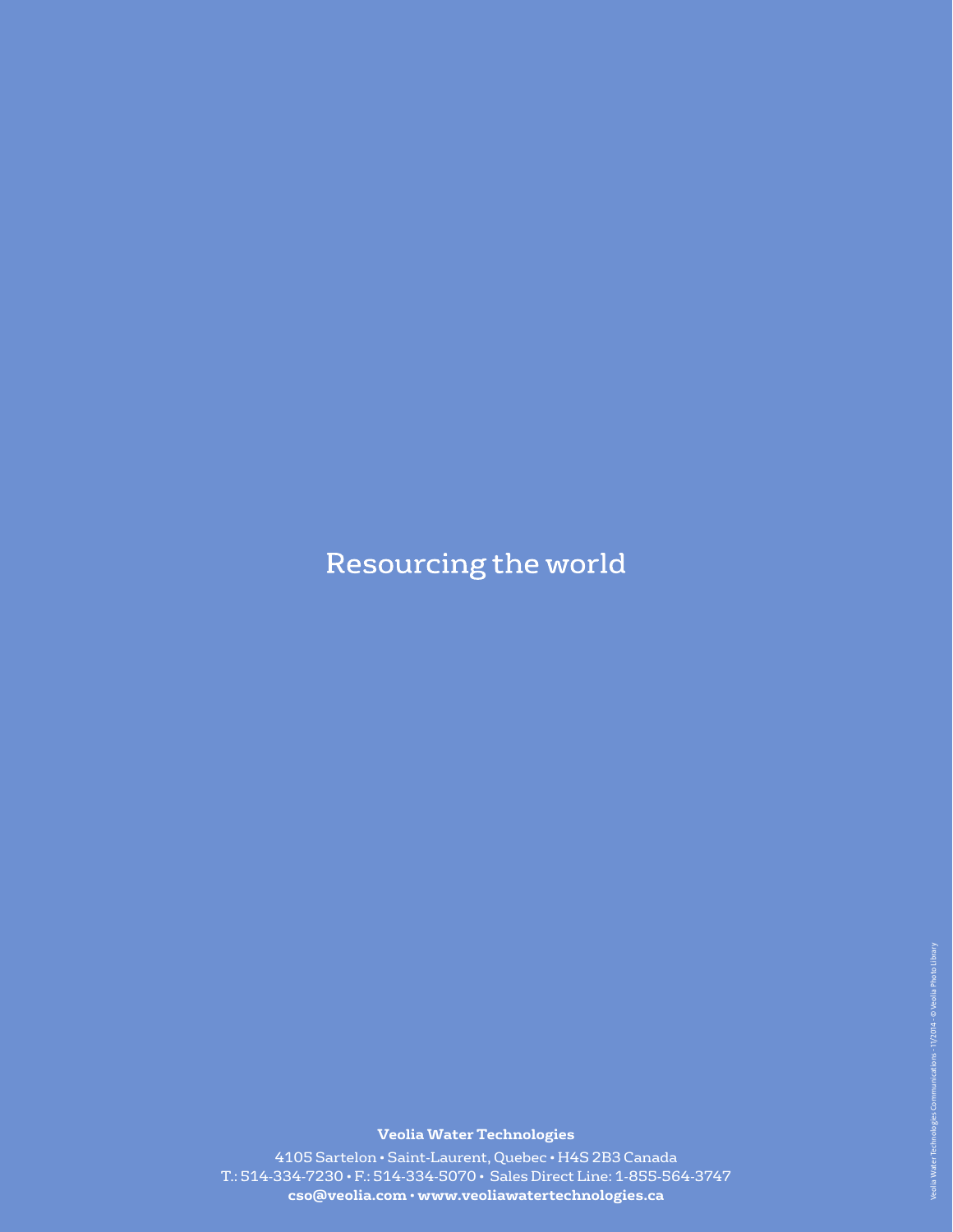Resourcing the world

**Veolia Water Technologies**

4105 Sartelon • Saint-Laurent, Quebec • H4S 2B3 Canada
T.: 514-334-7230 • F.: 514-334-5070 • Sales Direct Line: 1-855-564-3747
**cso@veolia.com • www.veoliawatertechnologies.ca**

Veolia Water Technologies Communications - 11/2014 - © Veolia Photo Library